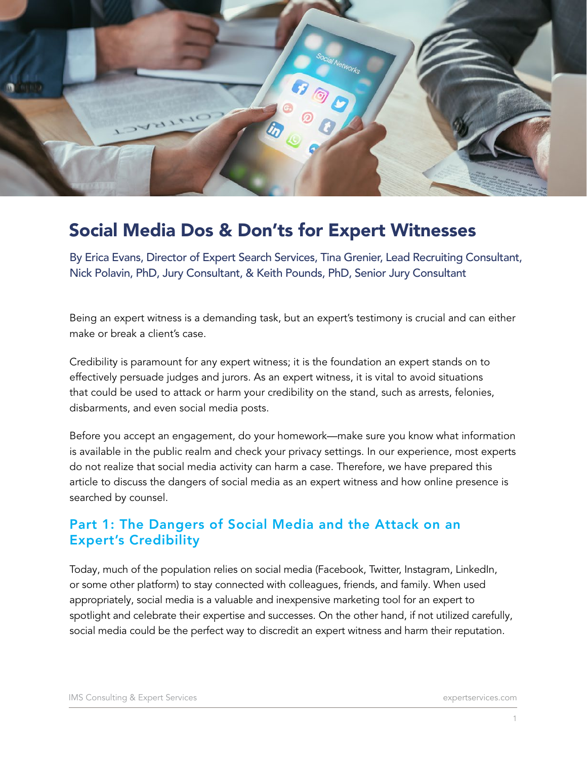# Social Media Dos & Don'ts for Expert Witnesses

By Erica Evans, Director of Expert Search Services, Tina Grenier, Lead Recruiting Consultant, Nick Polavin, PhD, Jury Consultant, & Keith Pounds, PhD, Senior Jury Consultant

Being an expert witness is a demanding task, but an expert's testimony is crucial and can either make or break a client's case.

Credibility is paramount for any expert witness; it is the foundation an expert stands on to effectively persuade judges and jurors. As an expert witness, it is vital to avoid situations that could be used to attack or harm your credibility on the stand, such as arrests, felonies, disbarments, and even social media posts.

Before you accept an engagement, do your homework—make sure you know what information is available in the public realm and check your privacy settings. In our experience, most experts do not realize that social media activity can harm a case. Therefore, we have prepared this article to discuss the dangers of social media as an expert witness and how online presence is searched by counsel.

## Part 1: The Dangers of Social Media and the Attack on an Expert's Credibility

Today, much of the population relies on social media (Facebook, Twitter, Instagram, LinkedIn, or some other platform) to stay connected with colleagues, friends, and family. When used appropriately, social media is a valuable and inexpensive marketing tool for an expert to spotlight and celebrate their expertise and successes. On the other hand, if not utilized carefully, social media could be the perfect way to discredit an expert witness and harm their reputation.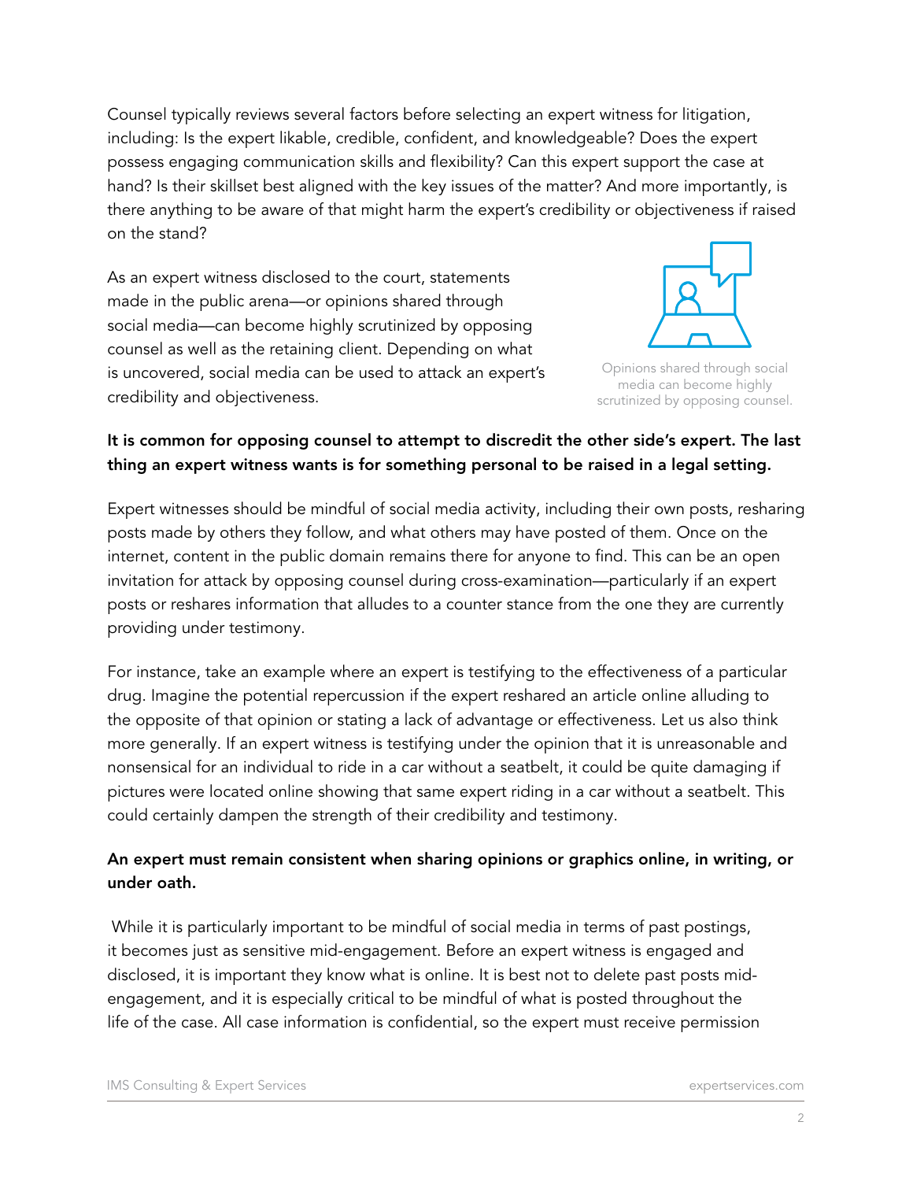Counsel typically reviews several factors before selecting an expert witness for litigation, including: Is the expert likable, credible, confident, and knowledgeable? Does the expert possess engaging communication skills and flexibility? Can this expert support the case at hand? Is their skillset best aligned with the key issues of the matter? And more importantly, is there anything to be aware of that might harm the expert's credibility or objectiveness if raised on the stand?

As an expert witness disclosed to the court, statements made in the public arena—or opinions shared through social media—can become highly scrutinized by opposing counsel as well as the retaining client. Depending on what is uncovered, social media can be used to attack an expert's credibility and objectiveness.

Opinions shared through social media can become highly scrutinized by opposing counsel.

**It is common for opposing counsel to attempt to discredit the other side's expert. The last thing an expert witness wants is for something personal to be raised in a legal setting.**

Expert witnesses should be mindful of social media activity, including their own posts, resharing posts made by others they follow, and what others may have posted of them. Once on the internet, content in the public domain remains there for anyone to find. This can be an open invitation for attack by opposing counsel during cross-examination—particularly if an expert posts or reshares information that alludes to a counter stance from the one they are currently providing under testimony.

For instance, take an example where an expert is testifying to the effectiveness of a particular drug. Imagine the potential repercussion if the expert reshared an article online alluding to the opposite of that opinion or stating a lack of advantage or effectiveness. Let us also think more generally. If an expert witness is testifying under the opinion that it is unreasonable and nonsensical for an individual to ride in a car without a seatbelt, it could be quite damaging if pictures were located online showing that same expert riding in a car without a seatbelt. This could certainly dampen the strength of their credibility and testimony.

**An expert must remain consistent when sharing opinions or graphics online, in writing, or under oath.**

While it is particularly important to be mindful of social media in terms of past postings, it becomes just as sensitive mid-engagement. Before an expert witness is engaged and disclosed, it is important they know what is online. It is best not to delete past posts mid-engagement, and it is especially critical to be mindful of what is posted throughout the life of the case. All case information is confidential, so the expert must receive permission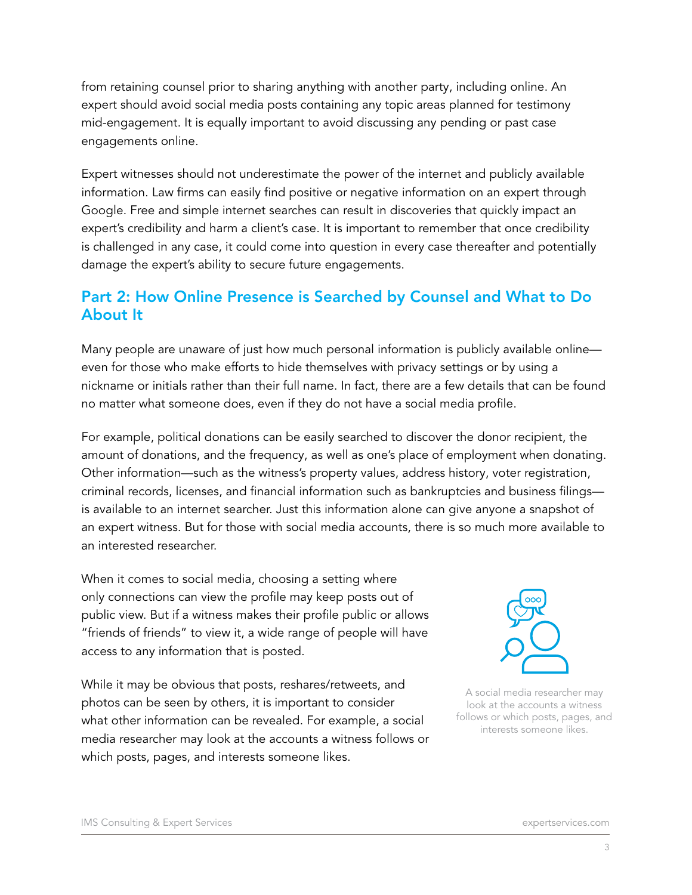from retaining counsel prior to sharing anything with another party, including online. An expert should avoid social media posts containing any topic areas planned for testimony mid-engagement. It is equally important to avoid discussing any pending or past case engagements online.

Expert witnesses should not underestimate the power of the internet and publicly available information. Law firms can easily find positive or negative information on an expert through Google. Free and simple internet searches can result in discoveries that quickly impact an expert's credibility and harm a client's case. It is important to remember that once credibility is challenged in any case, it could come into question in every case thereafter and potentially damage the expert's ability to secure future engagements.

## Part 2: How Online Presence is Searched by Counsel and What to Do About It

Many people are unaware of just how much personal information is publicly available online—even for those who make efforts to hide themselves with privacy settings or by using a nickname or initials rather than their full name. In fact, there are a few details that can be found no matter what someone does, even if they do not have a social media profile.

For example, political donations can be easily searched to discover the donor recipient, the amount of donations, and the frequency, as well as one's place of employment when donating. Other information—such as the witness's property values, address history, voter registration, criminal records, licenses, and financial information such as bankruptcies and business filings—is available to an internet searcher. Just this information alone can give anyone a snapshot of an expert witness. But for those with social media accounts, there is so much more available to an interested researcher.

When it comes to social media, choosing a setting where only connections can view the profile may keep posts out of public view. But if a witness makes their profile public or allows "friends of friends" to view it, a wide range of people will have access to any information that is posted.

While it may be obvious that posts, reshares/retweets, and photos can be seen by others, it is important to consider what other information can be revealed. For example, a social media researcher may look at the accounts a witness follows or which posts, pages, and interests someone likes.

A social media researcher may look at the accounts a witness follows or which posts, pages, and interests someone likes.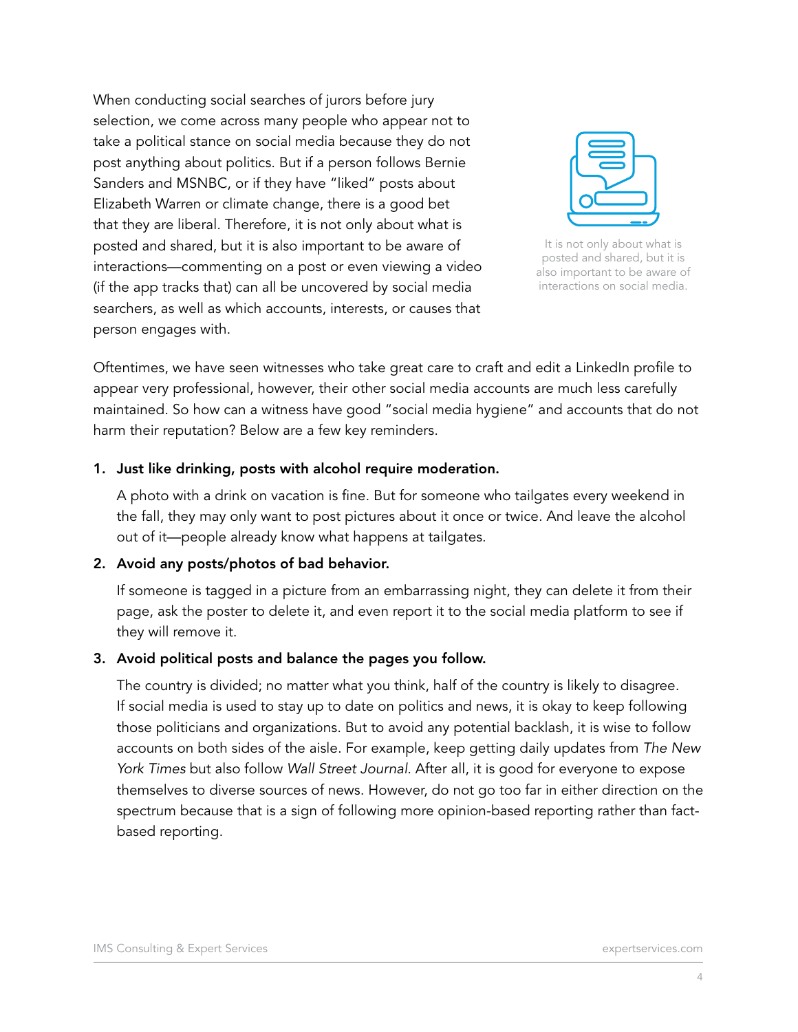When conducting social searches of jurors before jury selection, we come across many people who appear not to take a political stance on social media because they do not post anything about politics. But if a person follows Bernie Sanders and MSNBC, or if they have "liked" posts about Elizabeth Warren or climate change, there is a good bet that they are liberal. Therefore, it is not only about what is posted and shared, but it is also important to be aware of interactions—commenting on a post or even viewing a video (if the app tracks that) can all be uncovered by social media searchers, as well as which accounts, interests, or causes that person engages with.

It is not only about what is posted and shared, but it is also important to be aware of interactions on social media.

Oftentimes, we have seen witnesses who take great care to craft and edit a LinkedIn profile to appear very professional, however, their other social media accounts are much less carefully maintained. So how can a witness have good "social media hygiene" and accounts that do not harm their reputation? Below are a few key reminders.

1. **Just like drinking, posts with alcohol require moderation.**

   A photo with a drink on vacation is fine. But for someone who tailgates every weekend in the fall, they may only want to post pictures about it once or twice. And leave the alcohol out of it—people already know what happens at tailgates.

2. **Avoid any posts/photos of bad behavior.**

   If someone is tagged in a picture from an embarrassing night, they can delete it from their page, ask the poster to delete it, and even report it to the social media platform to see if they will remove it.

3. **Avoid political posts and balance the pages you follow.**

   The country is divided; no matter what you think, half of the country is likely to disagree. If social media is used to stay up to date on politics and news, it is okay to keep following those politicians and organizations. But to avoid any potential backlash, it is wise to follow accounts on both sides of the aisle. For example, keep getting daily updates from *The New York Times* but also follow *Wall Street Journal*. After all, it is good for everyone to expose themselves to diverse sources of news. However, do not go too far in either direction on the spectrum because that is a sign of following more opinion-based reporting rather than fact-based reporting.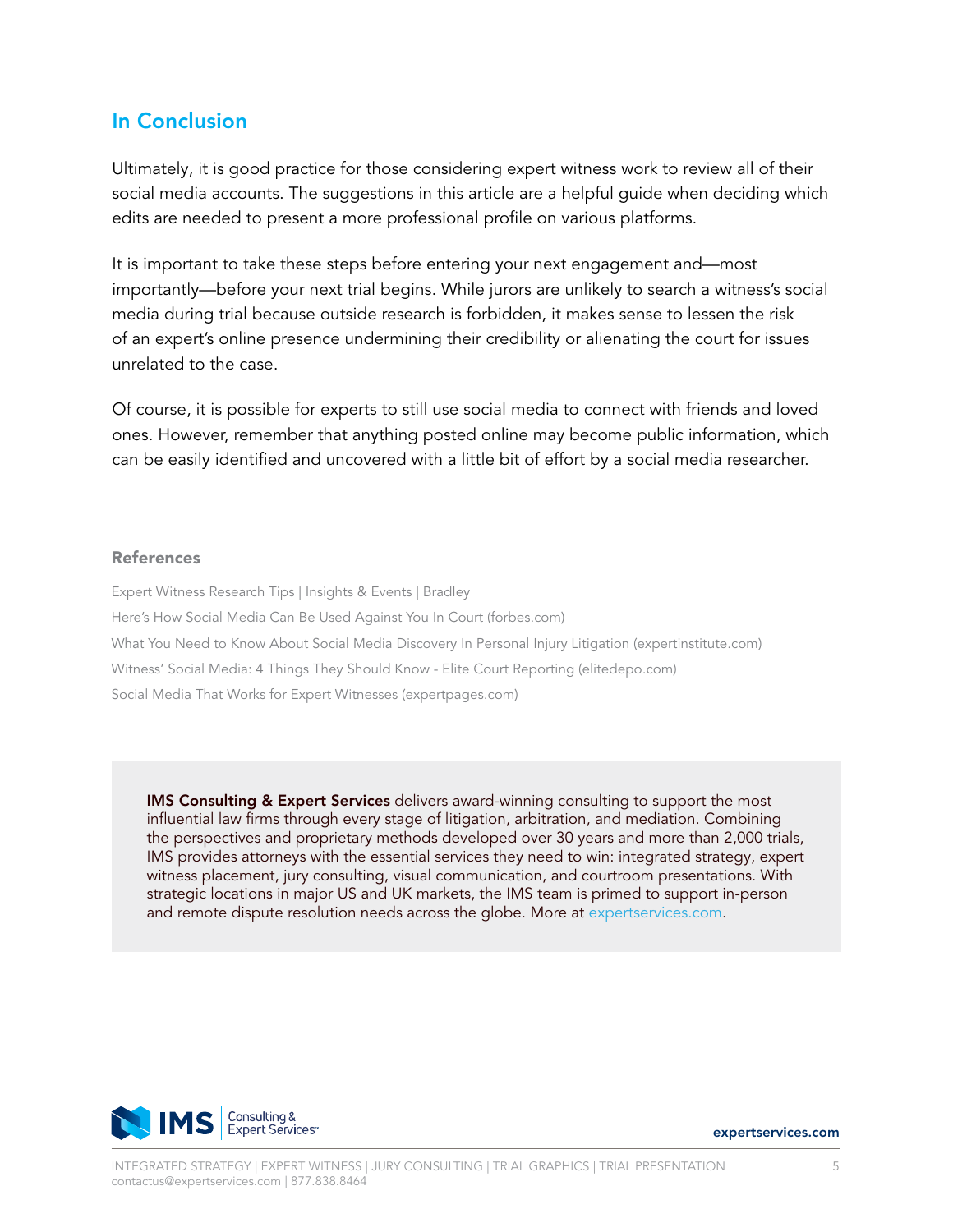## In Conclusion

Ultimately, it is good practice for those considering expert witness work to review all of their social media accounts. The suggestions in this article are a helpful guide when deciding which edits are needed to present a more professional profile on various platforms.

It is important to take these steps before entering your next engagement and—most importantly—before your next trial begins. While jurors are unlikely to search a witness's social media during trial because outside research is forbidden, it makes sense to lessen the risk of an expert's online presence undermining their credibility or alienating the court for issues unrelated to the case.

Of course, it is possible for experts to still use social media to connect with friends and loved ones. However, remember that anything posted online may become public information, which can be easily identified and uncovered with a little bit of effort by a social media researcher.

---

### References

Expert Witness Research Tips | Insights & Events | Bradley

Here's How Social Media Can Be Used Against You In Court (forbes.com)

What You Need to Know About Social Media Discovery In Personal Injury Litigation (expertinstitute.com)

Witness' Social Media: 4 Things They Should Know - Elite Court Reporting (elitedepo.com)

Social Media That Works for Expert Witnesses (expertpages.com)

**IMS Consulting & Expert Services** delivers award-winning consulting to support the most influential law firms through every stage of litigation, arbitration, and mediation. Combining the perspectives and proprietary methods developed over 30 years and more than 2,000 trials, IMS provides attorneys with the essential services they need to win: integrated strategy, expert witness placement, jury consulting, visual communication, and courtroom presentations. With strategic locations in major US and UK markets, the IMS team is primed to support in-person and remote dispute resolution needs across the globe. More at expertservices.com.